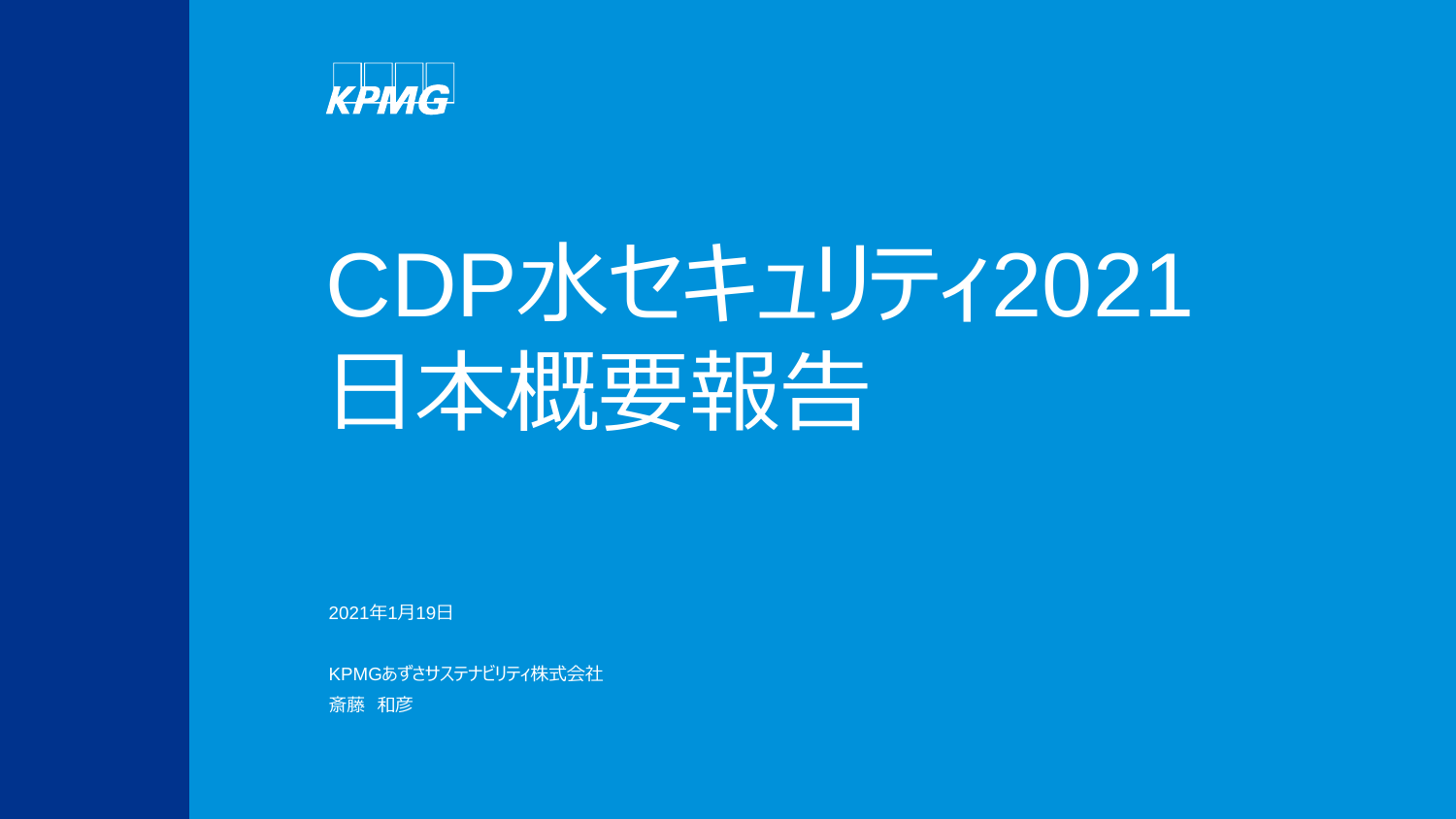KPMG

# CDP水セキュリティ2021
# 日本概要報告

2021年1月19日

KPMGあずさサステナビリティ株式会社
斎藤　和彦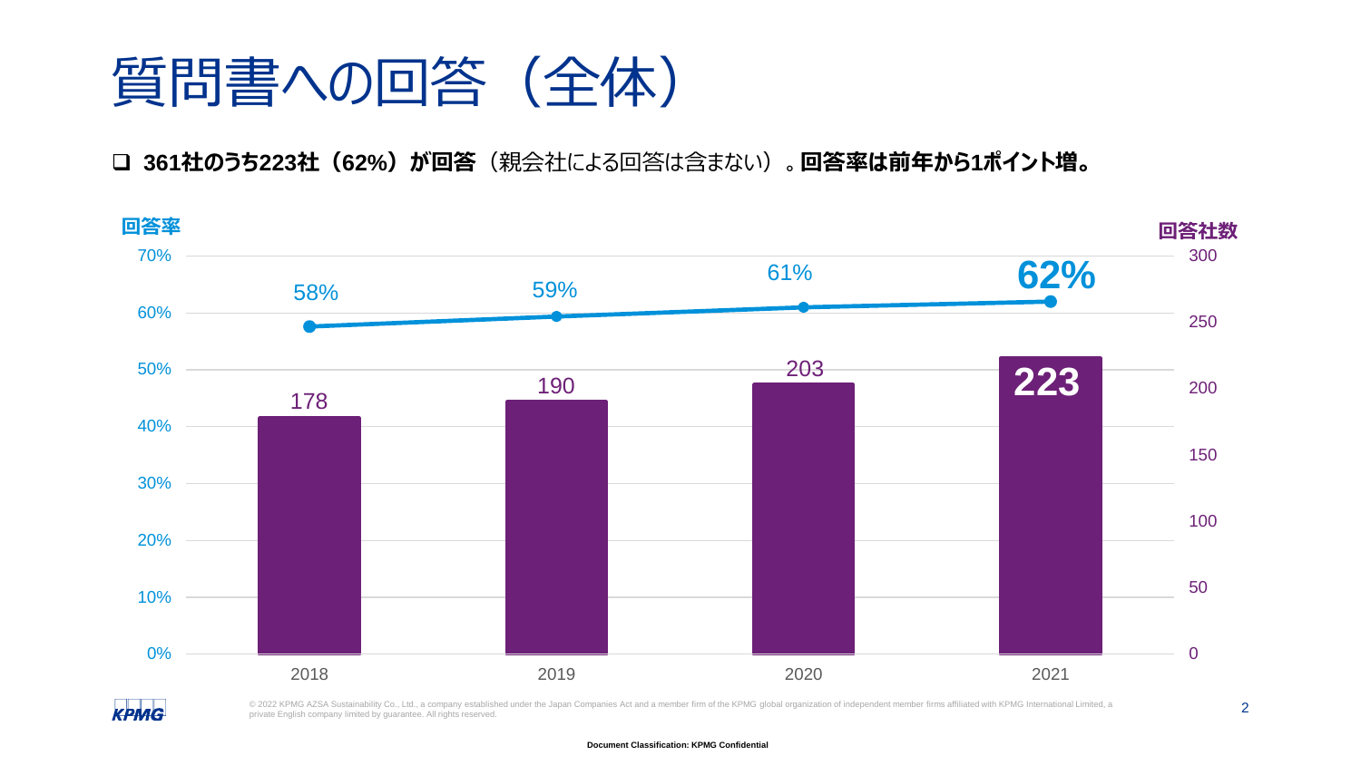# 質問書への回答（全体）

- **361社のうち223社（62%）が回答**（親会社による回答は含まない）。**回答率は前年から1ポイント増。**

| 年 | 回答率 | 回答社数 |
|---|---|---|
| 2018 | 58% | 178 |
| 2019 | 59% | 190 |
| 2020 | 61% | 203 |
| 2021 | 62% | 223 |

© 2022 KPMG AZSA Sustainability Co., Ltd., a company established under the Japan Companies Act and a member firm of the KPMG global organization of independent member firms affiliated with KPMG International Limited, a private English company limited by guarantee. All rights reserved.

Document Classification: KPMG Confidential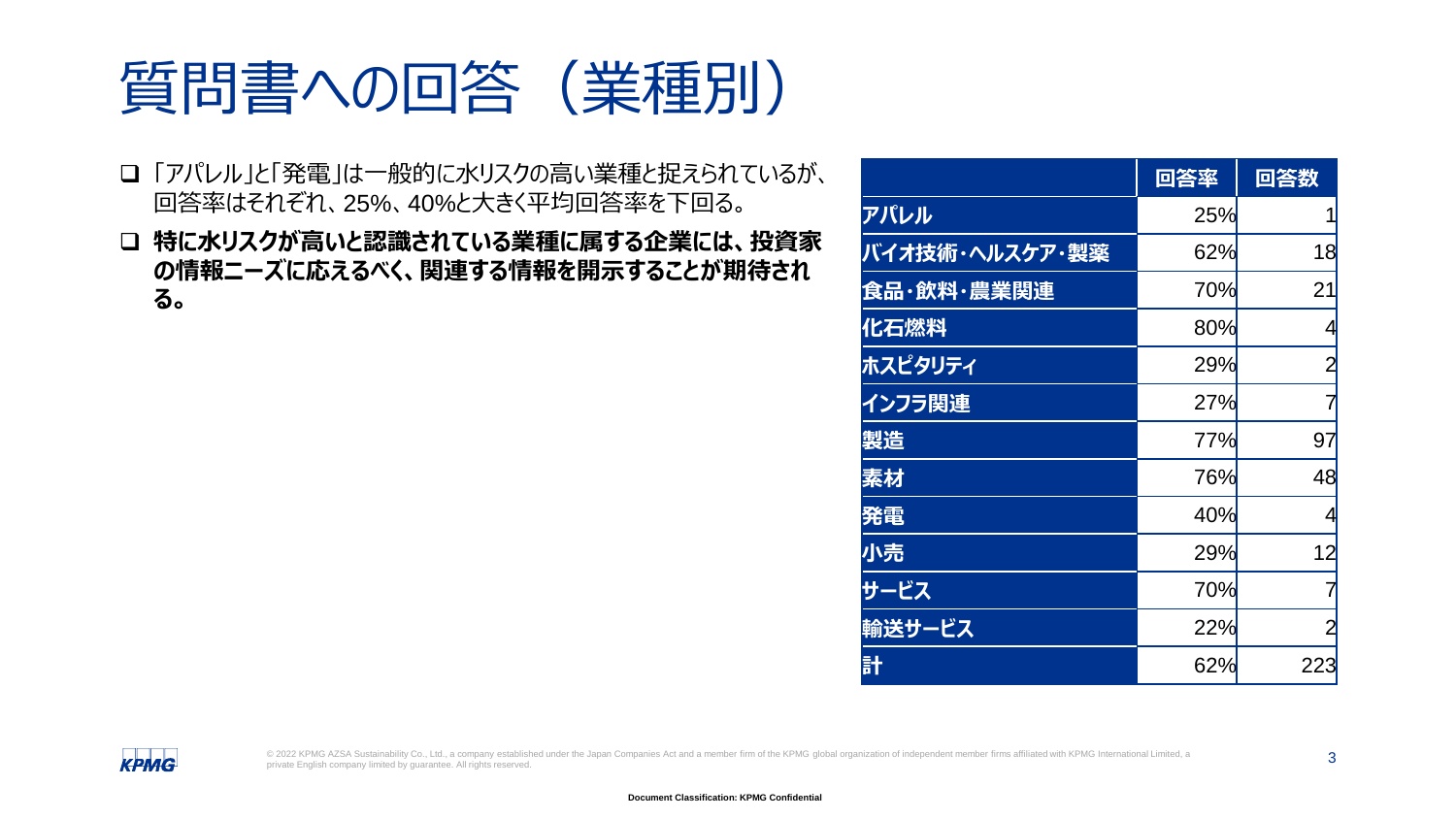# 質問書への回答（業種別）

- 「アパレル」と「発電」は一般的に水リスクの高い業種と捉えられているが、回答率はそれぞれ、25%、40%と大きく平均回答率を下回る。
- **特に水リスクが高いと認識されている業種に属する企業には、投資家の情報ニーズに応えるべく、関連する情報を開示することが期待される。**

| | 回答率 | 回答数 |
|---|---|---|
| アパレル | 25% | 1 |
| バイオ技術・ヘルスケア・製薬 | 62% | 18 |
| 食品・飲料・農業関連 | 70% | 21 |
| 化石燃料 | 80% | 4 |
| ホスピタリティ | 29% | 2 |
| インフラ関連 | 27% | 7 |
| 製造 | 77% | 97 |
| 素材 | 76% | 48 |
| 発電 | 40% | 4 |
| 小売 | 29% | 12 |
| サービス | 70% | 7 |
| 輸送サービス | 22% | 2 |
| 計 | 62% | 223 |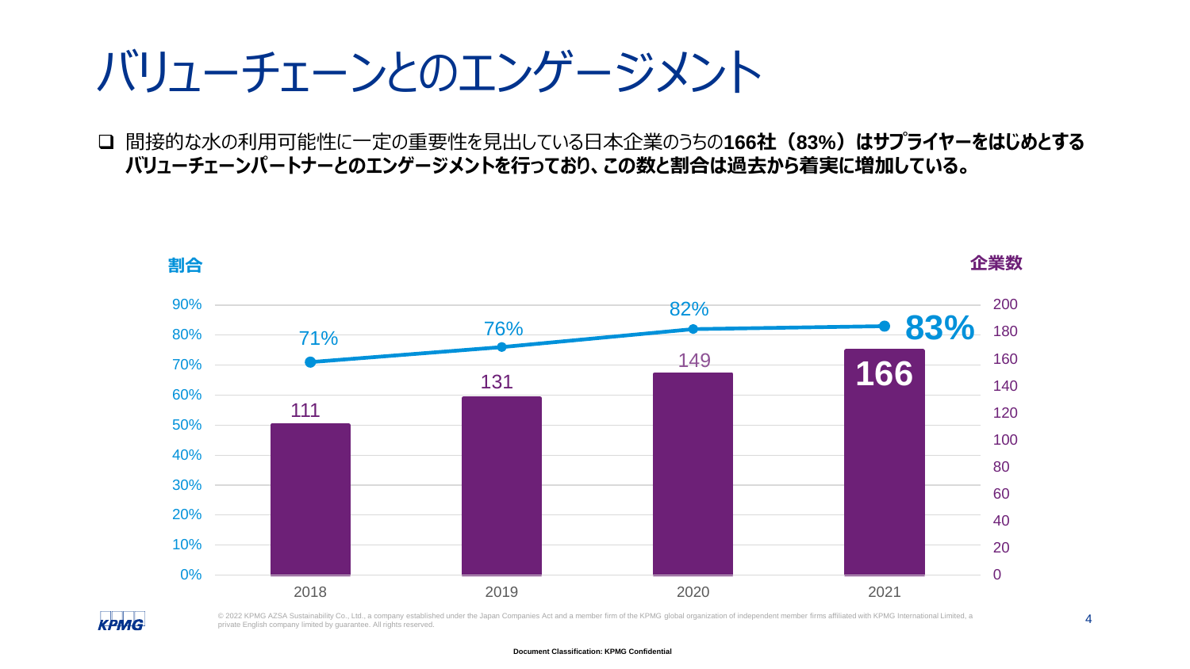# バリューチェーンとのエンゲージメント

- 間接的な水の利用可能性に一定の重要性を見出している日本企業のうちの**166社（83%）はサプライヤーをはじめとするバリューチェーンパートナーとのエンゲージメントを行っており、この数と割合は過去から着実に増加している。**

| 年 | 企業数 | 割合 |
|---|---|---|
| 2018 | 111 | 71% |
| 2019 | 131 | 76% |
| 2020 | 149 | 82% |
| 2021 | 166 | 83% |

© 2022 KPMG AZSA Sustainability Co., Ltd., a company established under the Japan Companies Act and a member firm of the KPMG global organization of independent member firms affiliated with KPMG International Limited, a private English company limited by guarantee. All rights reserved.

Document Classification: KPMG Confidential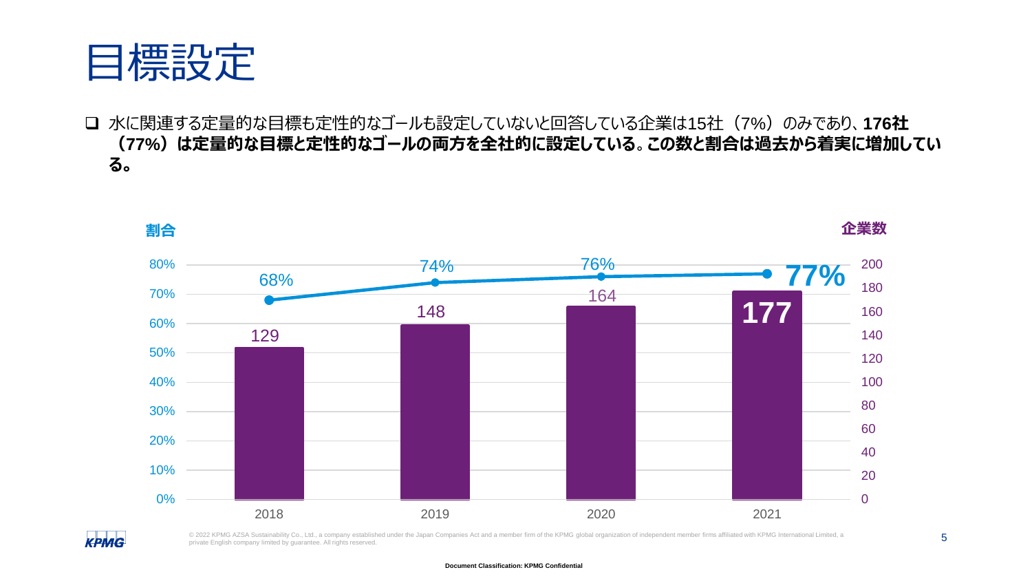# 目標設定

- 水に関連する定量的な目標も定性的なゴールも設定していないと回答している企業は15社（7%）のみであり、**176社（77%）は定量的な目標と定性的なゴールの両方を全社的に設定している。この数と割合は過去から着実に増加している。**

| 年 | 企業数 | 割合 |
|---|---|---|
| 2018 | 129 | 68% |
| 2019 | 148 | 74% |
| 2020 | 164 | 76% |
| 2021 | 177 | 77% |

© 2022 KPMG AZSA Sustainability Co., Ltd., a company established under the Japan Companies Act and a member firm of the KPMG global organization of independent member firms affiliated with KPMG International Limited, a private English company limited by guarantee. All rights reserved.

Document Classification: KPMG Confidential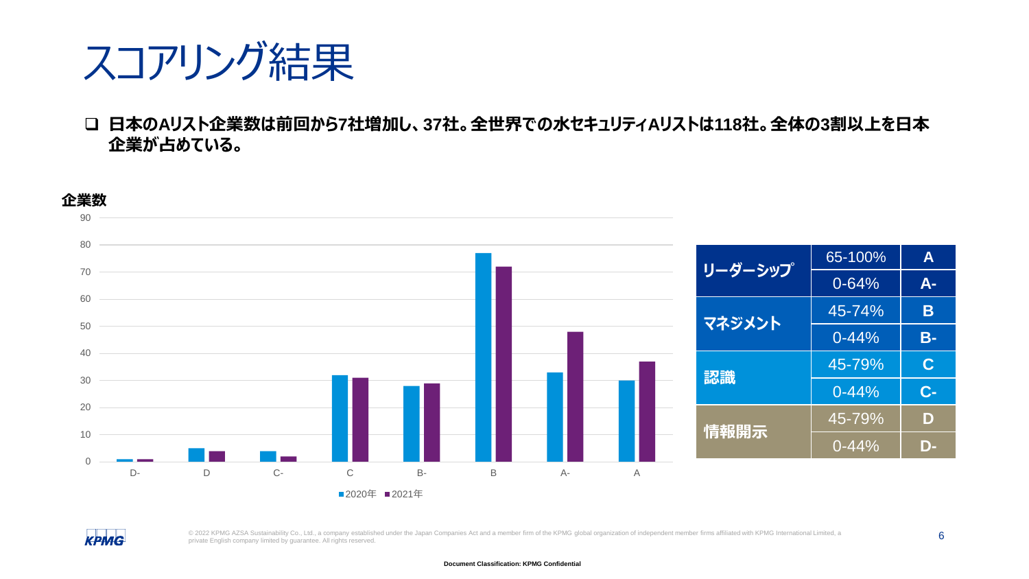# スコアリング結果

- 日本のAリスト企業数は前回から7社増加し、37社。全世界での水セキュリティAリストは118社。全体の3割以上を日本企業が占めている。

**企業数**

| | D- | D | C- | C | B- | B | A- | A |
|---|---|---|---|---|---|---|---|---|
| 2020年 | 1 | 5 | 4 | 32 | 28 | 77 | 33 | 30 |
| 2021年 | 1 | 4 | 2 | 31 | 29 | 72 | 48 | 37 |

| | | |
|---|---|---|
| リーダーシップ | 65-100% | A |
| | 0-64% | A- |
| マネジメント | 45-74% | B |
| | 0-44% | B- |
| 認識 | 45-79% | C |
| | 0-44% | C- |
| 情報開示 | 45-79% | D |
| | 0-44% | D- |

© 2022 KPMG AZSA Sustainability Co., Ltd., a company established under the Japan Companies Act and a member firm of the KPMG global organization of independent member firms affiliated with KPMG International Limited, a private English company limited by guarantee. All rights reserved.

Document Classification: KPMG Confidential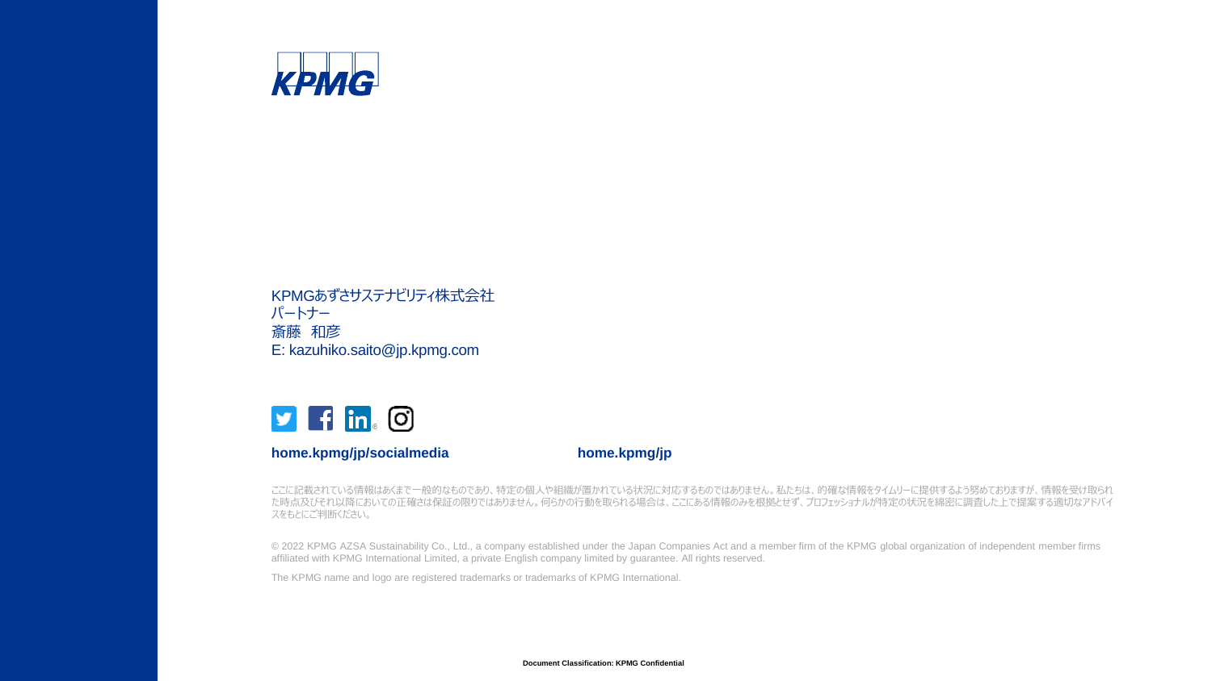KPMGあずさサステナビリティ株式会社
パートナー
斎藤　和彦
E: kazuhiko.saito@jp.kpmg.com

**home.kpmg/jp/socialmedia**

**home.kpmg/jp**

ここに記載されている情報はあくまで一般的なものであり、特定の個人や組織が置かれている状況に対応するものではありません。私たちは、的確な情報をタイムリーに提供するよう努めておりますが、情報を受け取られた時点及びそれ以降においての正確さは保証の限りではありません。何らかの行動を取られる場合は、ここにある情報のみを根拠とせず、プロフェッショナルが特定の状況を綿密に調査した上で提案する適切なアドバイスをもとにご判断ください。

© 2022 KPMG AZSA Sustainability Co., Ltd., a company established under the Japan Companies Act and a member firm of the KPMG global organization of independent member firms affiliated with KPMG International Limited, a private English company limited by guarantee. All rights reserved.

The KPMG name and logo are registered trademarks or trademarks of KPMG International.

Document Classification: KPMG Confidential